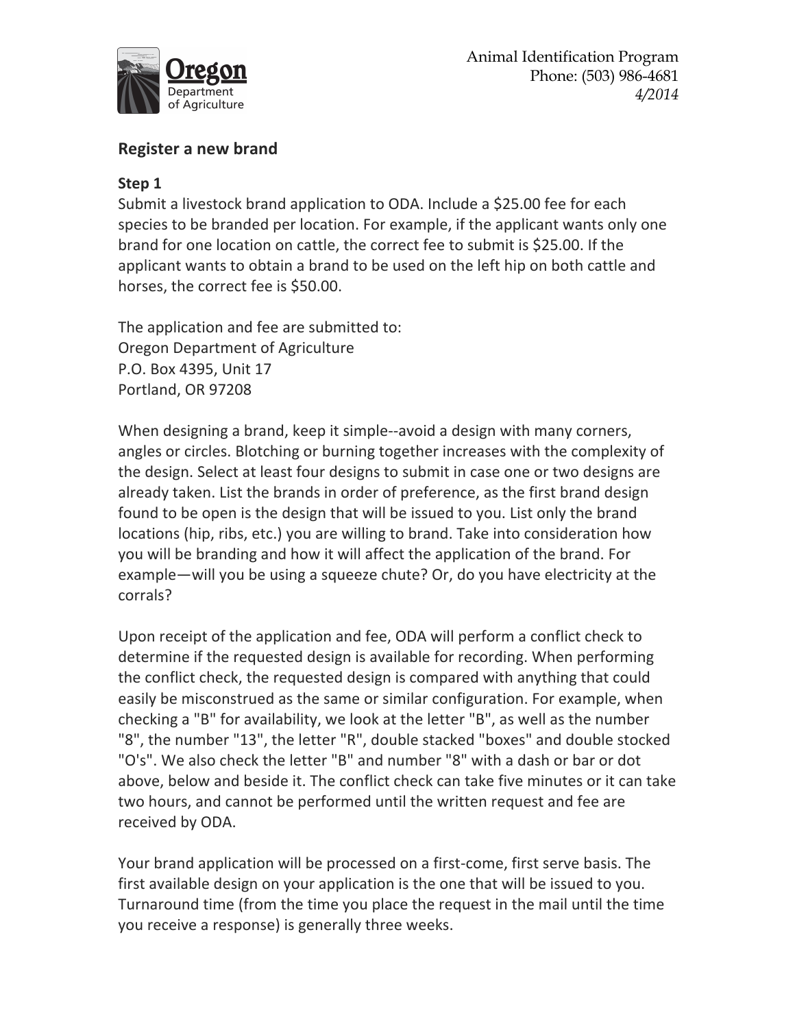Animal Identification Program
Phone: (503) 986-4681
*4/2014*

## Register a new brand

### Step 1

Submit a livestock brand application to ODA. Include a $25.00 fee for each species to be branded per location. For example, if the applicant wants only one brand for one location on cattle, the correct fee to submit is $25.00. If the applicant wants to obtain a brand to be used on the left hip on both cattle and horses, the correct fee is $50.00.

The application and fee are submitted to:
Oregon Department of Agriculture
P.O. Box 4395, Unit 17
Portland, OR 97208

When designing a brand, keep it simple--avoid a design with many corners, angles or circles. Blotching or burning together increases with the complexity of the design. Select at least four designs to submit in case one or two designs are already taken. List the brands in order of preference, as the first brand design found to be open is the design that will be issued to you. List only the brand locations (hip, ribs, etc.) you are willing to brand. Take into consideration how you will be branding and how it will affect the application of the brand. For example—will you be using a squeeze chute? Or, do you have electricity at the corrals?

Upon receipt of the application and fee, ODA will perform a conflict check to determine if the requested design is available for recording. When performing the conflict check, the requested design is compared with anything that could easily be misconstrued as the same or similar configuration. For example, when checking a "B" for availability, we look at the letter "B", as well as the number "8", the number "13", the letter "R", double stacked "boxes" and double stocked "O's". We also check the letter "B" and number "8" with a dash or bar or dot above, below and beside it. The conflict check can take five minutes or it can take two hours, and cannot be performed until the written request and fee are received by ODA.

Your brand application will be processed on a first-come, first serve basis. The first available design on your application is the one that will be issued to you. Turnaround time (from the time you place the request in the mail until the time you receive a response) is generally three weeks.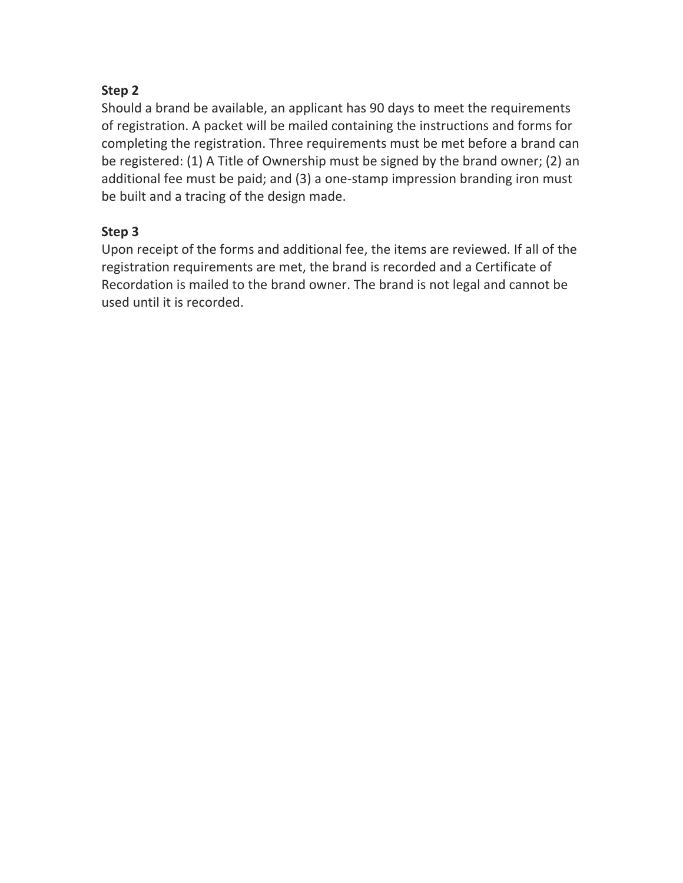**Step 2**

Should a brand be available, an applicant has 90 days to meet the requirements of registration. A packet will be mailed containing the instructions and forms for completing the registration. Three requirements must be met before a brand can be registered: (1) A Title of Ownership must be signed by the brand owner; (2) an additional fee must be paid; and (3) a one-stamp impression branding iron must be built and a tracing of the design made.

**Step 3**

Upon receipt of the forms and additional fee, the items are reviewed. If all of the registration requirements are met, the brand is recorded and a Certificate of Recordation is mailed to the brand owner. The brand is not legal and cannot be used until it is recorded.